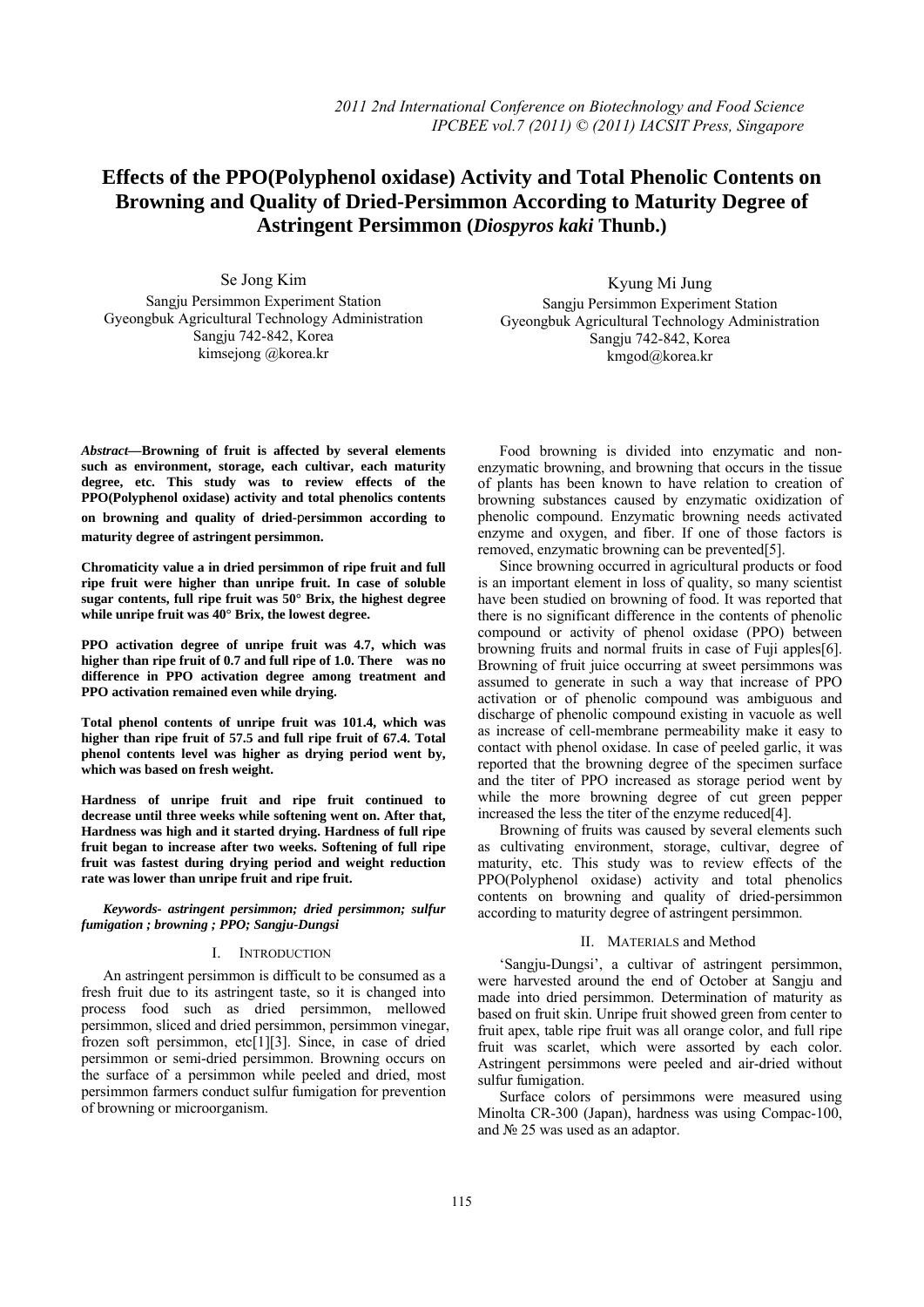# Effects of the PPO(Polyphenol oxidase) Activity and Total Phenolic Contents on Browning and Quality of Dried-Persimmon According to Maturity Degree of Astringent Persimmon (*Diospyros kaki* Thunb.)

Se Jong Kim
Sangju Persimmon Experiment Station
Gyeongbuk Agricultural Technology Administration
Sangju 742-842, Korea
kimsejong @korea.kr

Kyung Mi Jung
Sangju Persimmon Experiment Station
Gyeongbuk Agricultural Technology Administration
Sangju 742-842, Korea
kmgod@korea.kr

***Abstract*—Browning of fruit is affected by several elements such as environment, storage, each cultivar, each maturity degree, etc. This study was to review effects of the PPO(Polyphenol oxidase) activity and total phenolics contents on browning and quality of dried-persimmon according to maturity degree of astringent persimmon.**

**Chromaticity value a in dried persimmon of ripe fruit and full ripe fruit were higher than unripe fruit. In case of soluble sugar contents, full ripe fruit was 50° Brix, the highest degree while unripe fruit was 40° Brix, the lowest degree.**

**PPO activation degree of unripe fruit was 4.7, which was higher than ripe fruit of 0.7 and full ripe of 1.0. There was no difference in PPO activation degree among treatment and PPO activation remained even while drying.**

**Total phenol contents of unripe fruit was 101.4, which was higher than ripe fruit of 57.5 and full ripe fruit of 67.4. Total phenol contents level was higher as drying period went by, which was based on fresh weight.**

**Hardness of unripe fruit and ripe fruit continued to decrease until three weeks while softening went on. After that, Hardness was high and it started drying. Hardness of full ripe fruit began to increase after two weeks. Softening of full ripe fruit was fastest during drying period and weight reduction rate was lower than unripe fruit and ripe fruit.**

***Keywords- astringent persimmon; dried persimmon; sulfur fumigation ; browning ; PPO; Sangju-Dungsi***

## I. Introduction

An astringent persimmon is difficult to be consumed as a fresh fruit due to its astringent taste, so it is changed into process food such as dried persimmon, mellowed persimmon, sliced and dried persimmon, persimmon vinegar, frozen soft persimmon, etc[1][3]. Since, in case of dried persimmon or semi-dried persimmon. Browning occurs on the surface of a persimmon while peeled and dried, most persimmon farmers conduct sulfur fumigation for prevention of browning or microorganism.

Food browning is divided into enzymatic and non-enzymatic browning, and browning that occurs in the tissue of plants has been known to have relation to creation of browning substances caused by enzymatic oxidization of phenolic compound. Enzymatic browning needs activated enzyme and oxygen, and fiber. If one of those factors is removed, enzymatic browning can be prevented[5].

Since browning occurred in agricultural products or food is an important element in loss of quality, so many scientist have been studied on browning of food. It was reported that there is no significant difference in the contents of phenolic compound or activity of phenol oxidase (PPO) between browning fruits and normal fruits in case of Fuji apples[6]. Browning of fruit juice occurring at sweet persimmons was assumed to generate in such a way that increase of PPO activation or of phenolic compound was ambiguous and discharge of phenolic compound existing in vacuole as well as increase of cell-membrane permeability make it easy to contact with phenol oxidase. In case of peeled garlic, it was reported that the browning degree of the specimen surface and the titer of PPO increased as storage period went by while the more browning degree of cut green pepper increased the less the titer of the enzyme reduced[4].

Browning of fruits was caused by several elements such as cultivating environment, storage, cultivar, degree of maturity, etc. This study was to review effects of the PPO(Polyphenol oxidase) activity and total phenolics contents on browning and quality of dried-persimmon according to maturity degree of astringent persimmon.

## II. Materials and Method

'Sangju-Dungsi', a cultivar of astringent persimmon, were harvested around the end of October at Sangju and made into dried persimmon. Determination of maturity as based on fruit skin. Unripe fruit showed green from center to fruit apex, table ripe fruit was all orange color, and full ripe fruit was scarlet, which were assorted by each color. Astringent persimmons were peeled and air-dried without sulfur fumigation.

Surface colors of persimmons were measured using Minolta CR-300 (Japan), hardness was using Compac-100, and № 25 was used as an adaptor.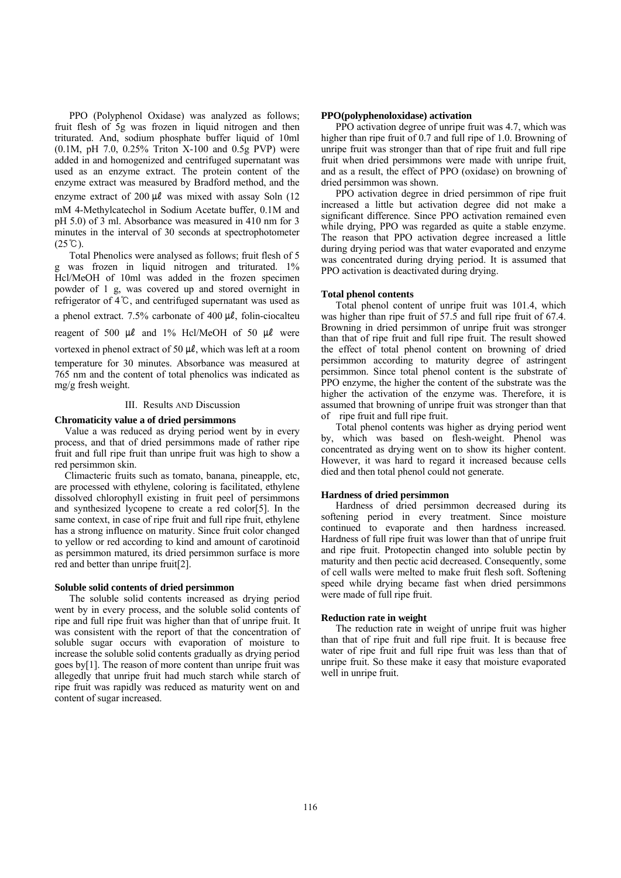PPO (Polyphenol Oxidase) was analyzed as follows; fruit flesh of 5g was frozen in liquid nitrogen and then triturated. And, sodium phosphate buffer liquid of 10ml (0.1M, pH 7.0, 0.25% Triton X-100 and 0.5g PVP) were added in and homogenized and centrifuged supernatant was used as an enzyme extract. The protein content of the enzyme extract was measured by Bradford method, and the enzyme extract of 200 ㎕ was mixed with assay Soln (12 mM 4-Methylcatechol in Sodium Acetate buffer, 0.1M and pH 5.0) of 3 ml. Absorbance was measured in 410 nm for 3 minutes in the interval of 30 seconds at spectrophotometer (25℃).

Total Phenolics were analysed as follows; fruit flesh of 5 g was frozen in liquid nitrogen and triturated. 1% Hcl/MeOH of 10ml was added in the frozen specimen powder of 1 g, was covered up and stored overnight in refrigerator of 4℃, and centrifuged supernatant was used as a phenol extract. 7.5% carbonate of 400 ㎕, folin-ciocalteu reagent of 500 ㎕ and 1% Hcl/MeOH of 50 ㎕ were vortexed in phenol extract of 50 ㎕, which was left at a room temperature for 30 minutes. Absorbance was measured at 765 nm and the content of total phenolics was indicated as mg/g fresh weight.

## III. Results AND Discussion

**Chromaticity value a of dried persimmons**

Value a was reduced as drying period went by in every process, and that of dried persimmons made of rather ripe fruit and full ripe fruit than unripe fruit was high to show a red persimmon skin.

Climacteric fruits such as tomato, banana, pineapple, etc, are processed with ethylene, coloring is facilitated, ethylene dissolved chlorophyll existing in fruit peel of persimmons and synthesized lycopene to create a red color[5]. In the same context, in case of ripe fruit and full ripe fruit, ethylene has a strong influence on maturity. Since fruit color changed to yellow or red according to kind and amount of carotinoid as persimmon matured, its dried persimmon surface is more red and better than unripe fruit[2].

**Soluble solid contents of dried persimmon**

The soluble solid contents increased as drying period went by in every process, and the soluble solid contents of ripe and full ripe fruit was higher than that of unripe fruit. It was consistent with the report of that the concentration of soluble sugar occurs with evaporation of moisture to increase the soluble solid contents gradually as drying period goes by[1]. The reason of more content than unripe fruit was allegedly that unripe fruit had much starch while starch of ripe fruit was rapidly was reduced as maturity went on and content of sugar increased.

**PPO(polyphenoloxidase) activation**

PPO activation degree of unripe fruit was 4.7, which was higher than ripe fruit of 0.7 and full ripe of 1.0. Browning of unripe fruit was stronger than that of ripe fruit and full ripe fruit when dried persimmons were made with unripe fruit, and as a result, the effect of PPO (oxidase) on browning of dried persimmon was shown.

PPO activation degree in dried persimmon of ripe fruit increased a little but activation degree did not make a significant difference. Since PPO activation remained even while drying, PPO was regarded as quite a stable enzyme. The reason that PPO activation degree increased a little during drying period was that water evaporated and enzyme was concentrated during drying period. It is assumed that PPO activation is deactivated during drying.

**Total phenol contents**

Total phenol content of unripe fruit was 101.4, which was higher than ripe fruit of 57.5 and full ripe fruit of 67.4. Browning in dried persimmon of unripe fruit was stronger than that of ripe fruit and full ripe fruit. The result showed the effect of total phenol content on browning of dried persimmon according to maturity degree of astringent persimmon. Since total phenol content is the substrate of PPO enzyme, the higher the content of the substrate was the higher the activation of the enzyme was. Therefore, it is assumed that browning of unripe fruit was stronger than that of ripe fruit and full ripe fruit.

Total phenol contents was higher as drying period went by, which was based on flesh-weight. Phenol was concentrated as drying went on to show its higher content. However, it was hard to regard it increased because cells died and then total phenol could not generate.

**Hardness of dried persimmon**

Hardness of dried persimmon decreased during its softening period in every treatment. Since moisture continued to evaporate and then hardness increased. Hardness of full ripe fruit was lower than that of unripe fruit and ripe fruit. Protopectin changed into soluble pectin by maturity and then pectic acid decreased. Consequently, some of cell walls were melted to make fruit flesh soft. Softening speed while drying became fast when dried persimmons were made of full ripe fruit.

**Reduction rate in weight**

The reduction rate in weight of unripe fruit was higher than that of ripe fruit and full ripe fruit. It is because free water of ripe fruit and full ripe fruit was less than that of unripe fruit. So these make it easy that moisture evaporated well in unripe fruit.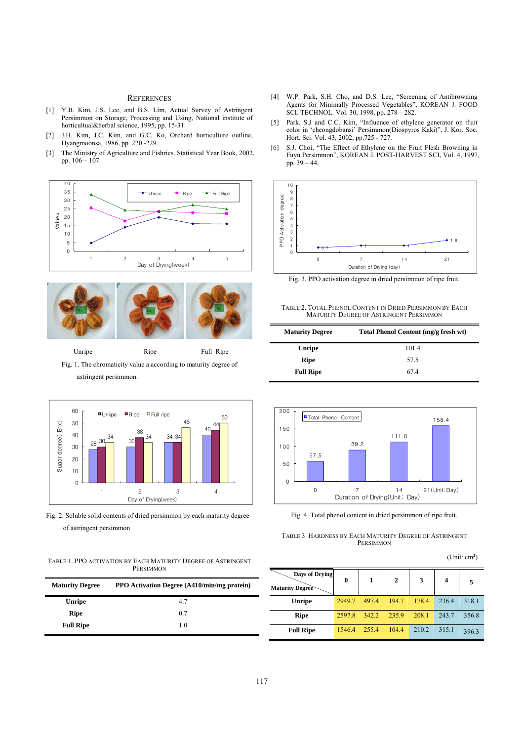## REFERENCES

[1] Y.B. Kim, J.S. Lee, and B.S. Lim, Actual Survey of Astringent Persimmon on Storage, Processing and Using, National institute of horticultual&herbal science, 1995, pp. 15-31.

[2] J.H. Kim, J.C. Kim, and G.C. Ko, Orchard horticulture outline, Hyangmoonsa, 1986, pp. 220 -229.

[3] The Ministry of Agriculture and Fishries. Statistical Year Book, 2002, pp. 106 – 107.

[4] W.P. Park, S.H. Cho, and D.S. Lee, "Screening of Antibrowning Agents for Minimally Processed Vegetables", KOREAN J. FOOD SCI. TECHNOL. Vol. 30, 1998, pp. 278 – 282.

[5] Park. S.J and C.C. Kim, "Influence of ethylene generator on fruit color in 'cheongdobansi' Persimmon(Diospyros Kaki)", J. Kor. Soc. Hort. Sci. Vol. 43, 2002, pp.725 - 727.

[6] S.J. Choi, "The Effect of Ethylene on the Fruit Flesh Browning in Fuyu Persimmon", KOREAN J. POST-HARVEST SCI, Vol. 4, 1997, pp. 39 – 44.

Unripe Ripe Full Ripe

Fig. 1. The chromaticity value a according to maturity degree of astringent persimmon.

Fig. 2. Soluble solid contents of dried persimmon by each maturity degree of astringent persimmon

TABLE 1. PPO ACTIVATION BY EACH MATURITY DEGREE OF ASTRINGENT PERSIMMON

| Maturity Degree | PPO Activation Degree (A410/min/mg protein) |
|---|---|
| Unripe | 4.7 |
| Ripe | 0.7 |
| Full Ripe | 1.0 |

Fig. 3. PPO activation degree in dried persimmon of ripe fruit.

TABLE 2. TOTAL PHENOL CONTENT IN DRIED PERSIMMON BY EACH MATURITY DEGREE OF ASTRINGENT PERSIMMON

| Maturity Degree | Total Phenol Content (mg/g fresh wt) |
|---|---|
| Unripe | 101.4 |
| Ripe | 57.5 |
| Full Ripe | 67.4 |

Fig. 4. Total phenol content in dried persimmon of ripe fruit.

TABLE 3. HARDNESS BY EACH MATURITY DEGREE OF ASTRINGENT PERSIMMON

(Unit: cm²)

| Maturity Degree \ Days of Drying | 0 | 1 | 2 | 3 | 4 | 5 |
|---|---|---|---|---|---|---|
| Unripe | 2949.7 | 497.4 | 194.7 | 178.4 | 236.4 | 318.1 |
| Ripe | 2597.8 | 342.2 | 235.9 | 208.1 | 243.7 | 356.8 |
| Full Ripe | 1546.4 | 255.4 | 104.4 | 210.2 | 315.1 | 396.3 |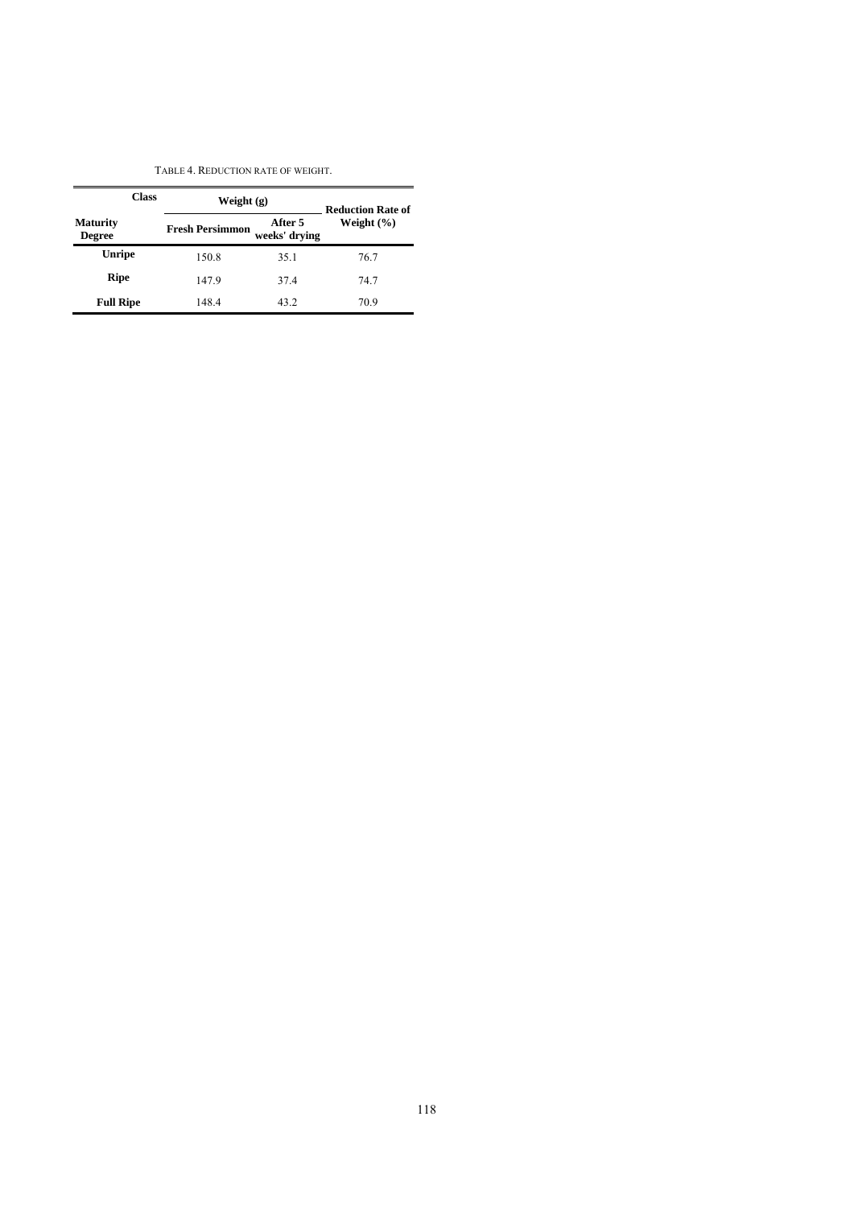TABLE 4. REDUCTION RATE OF WEIGHT.

| Class | Weight (g) | | Reduction Rate of Weight (%) |
|---|---|---|---|
| Maturity Degree | Fresh Persimmon | After 5 weeks' drying | |
| **Unripe** | 150.8 | 35.1 | 76.7 |
| **Ripe** | 147.9 | 37.4 | 74.7 |
| **Full Ripe** | 148.4 | 43.2 | 70.9 |